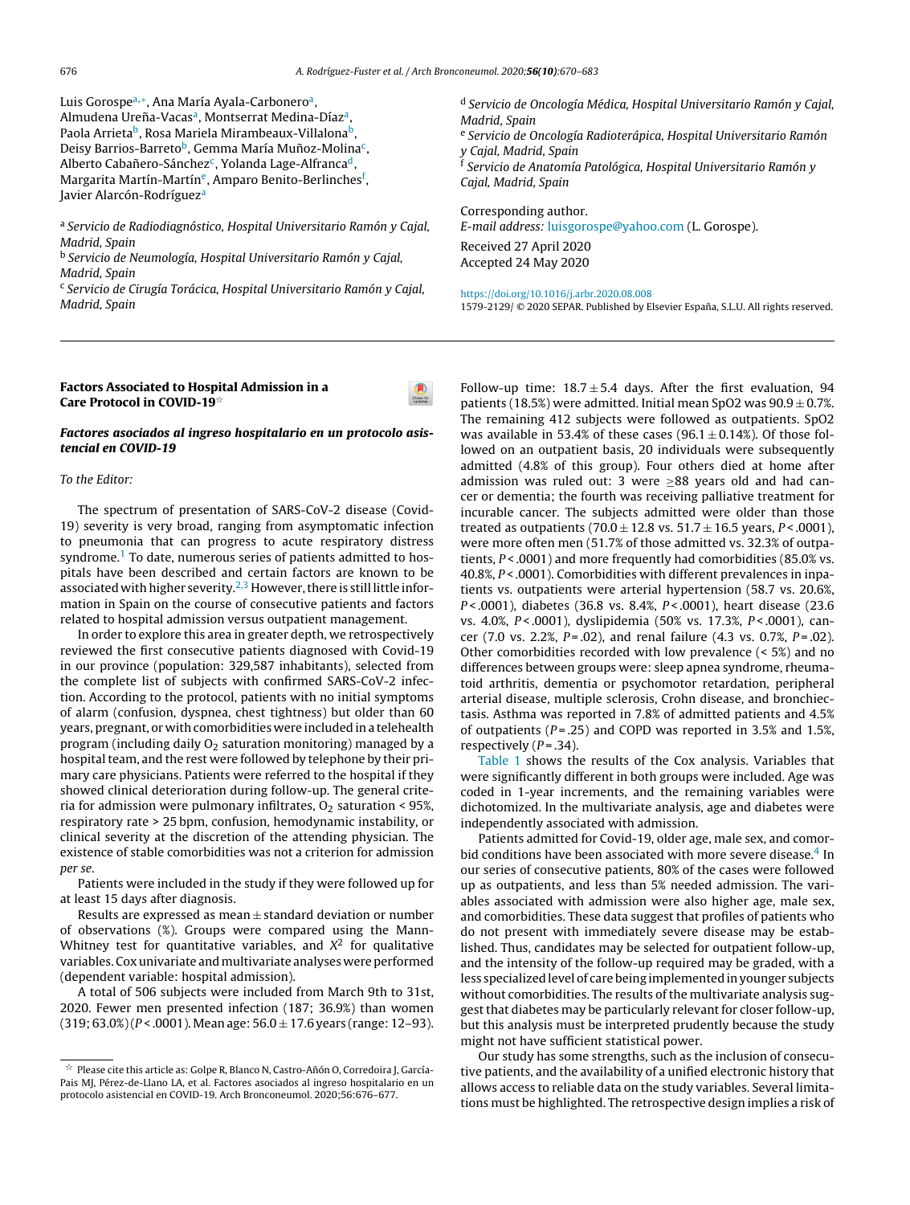Luis Gorospe[a,*], Ana María Ayala-Carbonero[a], Almudena Ureña-Vacas[a], Montserrat Medina-Díaz[a], Paola Arrieta[b], Rosa Mariela Mirambeaux-Villalona[b], Deisy Barrios-Barreto[b], Gemma María Muñoz-Molina[c], Alberto Cabañero-Sánchez[c], Yolanda Lage-Alfranca[d], Margarita Martín-Martín[e], Amparo Benito-Berlinches[f], Javier Alarcón-Rodríguez[a]

[a] Servicio de Radiodiagnóstico, Hospital Universitario Ramón y Cajal, Madrid, Spain
[b] Servicio de Neumología, Hospital Universitario Ramón y Cajal, Madrid, Spain
[c] Servicio de Cirugía Torácica, Hospital Universitario Ramón y Cajal, Madrid, Spain
[d] Servicio de Oncología Médica, Hospital Universitario Ramón y Cajal, Madrid, Spain
[e] Servicio de Oncología Radioterápica, Hospital Universitario Ramón y Cajal, Madrid, Spain
[f] Servicio de Anatomía Patológica, Hospital Universitario Ramón y Cajal, Madrid, Spain

Corresponding author.
E-mail address: luisgorospe@yahoo.com (L. Gorospe).

Received 27 April 2020
Accepted 24 May 2020

https://doi.org/10.1016/j.arbr.2020.08.008
1579-2129/ © 2020 SEPAR. Published by Elsevier España, S.L.U. All rights reserved.

---

## Factors Associated to Hospital Admission in a Care Protocol in COVID-19[☆]

### *Factores asociados al ingreso hospitalario en un protocolo asistencial en COVID-19*

*To the Editor:*

The spectrum of presentation of SARS-CoV-2 disease (Covid-19) severity is very broad, ranging from asymptomatic infection to pneumonia that can progress to acute respiratory distress syndrome.[1] To date, numerous series of patients admitted to hospitals have been described and certain factors are known to be associated with higher severity.[2,3] However, there is still little information in Spain on the course of consecutive patients and factors related to hospital admission versus outpatient management.

In order to explore this area in greater depth, we retrospectively reviewed the first consecutive patients diagnosed with Covid-19 in our province (population: 329,587 inhabitants), selected from the complete list of subjects with confirmed SARS-CoV-2 infection. According to the protocol, patients with no initial symptoms of alarm (confusion, dyspnea, chest tightness) but older than 60 years, pregnant, or with comorbidities were included in a telehealth program (including daily $O_2$ saturation monitoring) managed by a hospital team, and the rest were followed by telephone by their primary care physicians. Patients were referred to the hospital if they showed clinical deterioration during follow-up. The general criteria for admission were pulmonary infiltrates, $O_2$ saturation < 95%, respiratory rate > 25 bpm, confusion, hemodynamic instability, or clinical severity at the discretion of the attending physician. The existence of stable comorbidities was not a criterion for admission *per se*.

Patients were included in the study if they were followed up for at least 15 days after diagnosis.

Results are expressed as mean ± standard deviation or number of observations (%). Groups were compared using the Mann-Whitney test for quantitative variables, and $X^2$ for qualitative variables. Cox univariate and multivariate analyses were performed (dependent variable: hospital admission).

A total of 506 subjects were included from March 9th to 31st, 2020. Fewer men presented infection (187; 36.9%) than women (319; 63.0%) ($P < .0001$). Mean age: 56.0 ± 17.6 years (range: 12–93). Follow-up time: 18.7 ± 5.4 days. After the first evaluation, 94 patients (18.5%) were admitted. Initial mean SpO2 was 90.9 ± 0.7%. The remaining 412 subjects were followed as outpatients. SpO2 was available in 53.4% of these cases (96.1 ± 0.14%). Of those followed on an outpatient basis, 20 individuals were subsequently admitted (4.8% of this group). Four others died at home after admission was ruled out: 3 were ≥88 years old and had cancer or dementia; the fourth was receiving palliative treatment for incurable cancer. The subjects admitted were older than those treated as outpatients (70.0 ± 12.8 vs. 51.7 ± 16.5 years, $P < .0001$), were more often men (51.7% of those admitted vs. 32.3% of outpatients, $P < .0001$) and more frequently had comorbidities (85.0% vs. 40.8%, $P < .0001$). Comorbidities with different prevalences in inpatients vs. outpatients were arterial hypertension (58.7 vs. 20.6%, $P < .0001$), diabetes (36.8 vs. 8.4%, $P < .0001$), heart disease (23.6 vs. 4.0%, $P < .0001$), dyslipidemia (50% vs. 17.3%, $P < .0001$), cancer (7.0 vs. 2.2%, $P = .02$), and renal failure (4.3 vs. 0.7%, $P = .02$). Other comorbidities recorded with low prevalence (< 5%) and no differences between groups were: sleep apnea syndrome, rheumatoid arthritis, dementia or psychomotor retardation, peripheral arterial disease, multiple sclerosis, Crohn disease, and bronchiectasis. Asthma was reported in 7.8% of admitted patients and 4.5% of outpatients ($P = .25$) and COPD was reported in 3.5% and 1.5%, respectively ($P = .34$).

Table 1 shows the results of the Cox analysis. Variables that were significantly different in both groups were included. Age was coded in 1-year increments, and the remaining variables were dichotomized. In the multivariate analysis, age and diabetes were independently associated with admission.

Patients admitted for Covid-19, older age, male sex, and comorbid conditions have been associated with more severe disease.[4] In our series of consecutive patients, 80% of the cases were followed up as outpatients, and less than 5% needed admission. The variables associated with admission were also higher age, male sex, and comorbidities. These data suggest that profiles of patients who do not present with immediately severe disease may be established. Thus, candidates may be selected for outpatient follow-up, and the intensity of the follow-up required may be graded, with a less specialized level of care being implemented in younger subjects without comorbidities. The results of the multivariate analysis suggest that diabetes may be particularly relevant for closer follow-up, but this analysis must be interpreted prudently because the study might not have sufficient statistical power.

Our study has some strengths, such as the inclusion of consecutive patients, and the availability of a unified electronic history that allows access to reliable data on the study variables. Several limitations must be highlighted. The retrospective design implies a risk of

[☆] Please cite this article as: Golpe R, Blanco N, Castro-Añón O, Corredoira J, García-Pais MJ, Pérez-de-Llano LA, et al. Factores asociados al ingreso hospitalario en un protocolo asistencial en COVID-19. Arch Bronconeumol. 2020;56:676–677.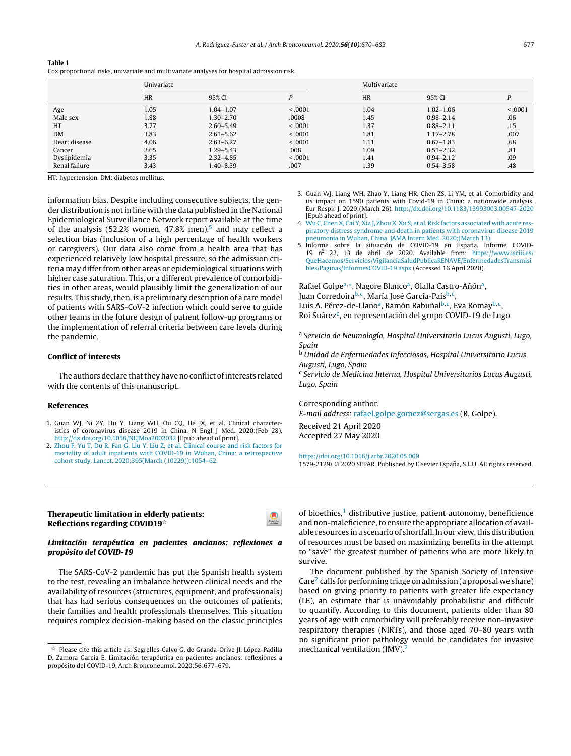**Table 1**
Cox proportional risks, univariate and multivariate analyses for hospital admission risk.

| | Univariate | | | Multivariate | | |
|---|---|---|---|---|---|---|
| | HR | 95% CI | P | HR | 95% CI | P |
| Age | 1.05 | 1.04–1.07 | < .0001 | 1.04 | 1.02–1.06 | < .0001 |
| Male sex | 1.88 | 1.30–2.70 | .0008 | 1.45 | 0.98–2.14 | .06 |
| HT | 3.77 | 2.60–5.49 | < .0001 | 1.37 | 0.88–2.11 | .15 |
| DM | 3.83 | 2.61–5.62 | < .0001 | 1.81 | 1.17–2.78 | .007 |
| Heart disease | 4.06 | 2.63–6.27 | < .0001 | 1.11 | 0.67–1.83 | .68 |
| Cancer | 2.65 | 1.29–5.43 | .008 | 1.09 | 0.51–2.32 | .81 |
| Dyslipidemia | 3.35 | 2.32–4.85 | < .0001 | 1.41 | 0.94–2.12 | .09 |
| Renal failure | 3.43 | 1.40–8.39 | .007 | 1.39 | 0.54–3.58 | .48 |

HT: hypertension, DM: diabetes mellitus.

information bias. Despite including consecutive subjects, the gender distribution is not in line with the data published in the National Epidemiological Surveillance Network report available at the time of the analysis (52.2% women, 47.8% men),[5] and may reflect a selection bias (inclusion of a high percentage of health workers or caregivers). Our data also come from a health area that has experienced relatively low hospital pressure, so the admission criteria may differ from other areas or epidemiological situations with higher case saturation. This, or a different prevalence of comorbidities in other areas, would plausibly limit the generalization of our results. This study, then, is a preliminary description of a care model of patients with SARS-CoV-2 infection which could serve to guide other teams in the future design of patient follow-up programs or the implementation of referral criteria between care levels during the pandemic.

## Conflict of interests

The authors declare that they have no conflict of interests related with the contents of this manuscript.

## References

1. Guan WJ, Ni ZY, Hu Y, Liang WH, Ou CQ, He JX, et al. Clinical characteristics of coronavirus disease 2019 in China. N Engl J Med. 2020;(Feb 28), http://dx.doi.org/10.1056/NEJMoa2002032 [Epub ahead of print].
2. Zhou F, Yu T, Du R, Fan G, Liu Y, Liu Z, et al. Clinical course and risk factors for mortality of adult inpatients with COVID-19 in Wuhan, China: a retrospective cohort study. Lancet. 2020;395(March (10229)):1054–62.
3. Guan WJ, Liang WH, Zhao Y, Liang HR, Chen ZS, Li YM, et al. Comorbidity and its impact on 1590 patients with Covid-19 in China: a nationwide analysis. Eur Respir J. 2020;(March 26), http://dx.doi.org/10.1183/13993003.00547-2020 [Epub ahead of print].
4. Wu C, Chen X, Cai Y, Xia J, Zhou X, Xu S, et al. Risk factors associated with acute respiratory distress syndrome and death in patients with coronavirus disease 2019 pneumonia in Wuhan, China. JAMA Intern Med. 2020;(March 13).
5. Informe sobre la situación de COVID-19 en España. Informe COVID-19 nº 22, 13 de abril de 2020. Available from: https://www.isciii.es/QueHacemos/Servicios/VigilanciaSaludPublicaRENAVE/EnfermedadesTransmisibles/Paginas/InformesCOVID-19.aspx (Accessed 16 April 2020).

Rafael Golpe[a,*], Nagore Blanco[a], Olalla Castro-Añón[a], Juan Corredoira[b,c], María José García-Pais[b,c], Luis A. Pérez-de-Llano[a], Ramón Rabuñal[b,c], Eva Romay[b,c], Roi Suárez[c], en representación del grupo COVID-19 de Lugo

[a] *Servicio de Neumología, Hospital Universitario Lucus Augusti, Lugo, Spain*
[b] *Unidad de Enfermedades Infecciosas, Hospital Universitario Lucus Augusti, Lugo, Spain*
[c] *Servicio de Medicina Interna, Hospital Universitarios Lucus Augusti, Lugo, Spain*

Corresponding author.
*E-mail address:* rafael.golpe.gomez@sergas.es (R. Golpe).

Received 21 April 2020
Accepted 27 May 2020

https://doi.org/10.1016/j.arbr.2020.05.009
1579-2129/ © 2020 SEPAR. Published by Elsevier España, S.L.U. All rights reserved.

---

## Therapeutic limitation in elderly patients: Reflections regarding COVID19[☆]

### *Limitación terapéutica en pacientes ancianos: reflexiones a propósito del COVID-19*

The SARS-CoV-2 pandemic has put the Spanish health system to the test, revealing an imbalance between clinical needs and the availability of resources (structures, equipment, and professionals) that has had serious consequences on the outcomes of patients, their families and health professionals themselves. This situation requires complex decision-making based on the classic principles of bioethics,[1] distributive justice, patient autonomy, beneficience and non-maleficience, to ensure the appropriate allocation of available resources in a scenario of shortfall. In our view, this distribution of resources must be based on maximizing benefits in the attempt to "save" the greatest number of patients who are more likely to survive.

The document published by the Spanish Society of Intensive Care[2] calls for performing triage on admission (a proposal we share) based on giving priority to patients with greater life expectancy (LE), an estimate that is unavoidably probabilistic and difficult to quantify. According to this document, patients older than 80 years of age with comorbidity will preferably receive non-invasive respiratory therapies (NIRTs), and those aged 70–80 years with no significant prior pathology would be candidates for invasive mechanical ventilation (IMV).[2]

[☆] Please cite this article as: Segrelles-Calvo G, de Granda-Orive JI, López-Padilla D, Zamora García E. Limitación terapéutica en pacientes ancianos: reflexiones a propósito del COVID-19. Arch Bronconeumol. 2020;56:677–679.